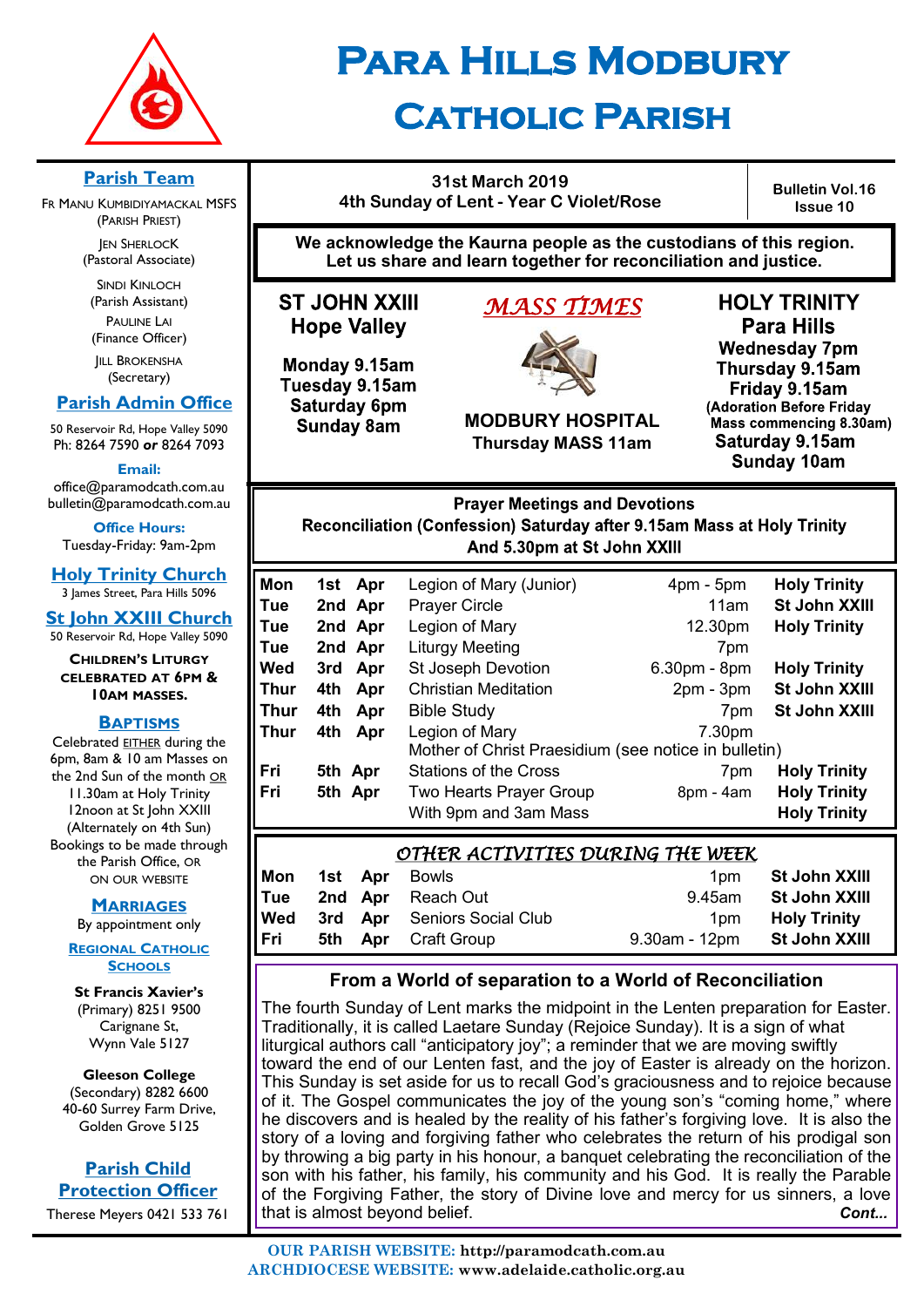# Para Hills Modbury Catholic Parish

## Parish Team

Fr Manu Kumbidiyamackal MSFS
(Parish Priest)

Jen Sherlock
(Pastoral Associate)

Sindi Kinloch
(Parish Assistant)

Pauline Lai
(Finance Officer)

Jill Brokensha
(Secretary)

## Parish Admin Office

50 Reservoir Rd, Hope Valley 5090
Ph: 8264 7590 **or** 8264 7093

**Email:**
office@paramodcath.com.au
bulletin@paramodcath.com.au

**Office Hours:**
Tuesday-Friday: 9am-2pm

## Holy Trinity Church

3 James Street, Para Hills 5096

## St John XXIII Church

50 Reservoir Rd, Hope Valley 5090

**Children's Liturgy celebrated at 6pm & 10am Masses.**

## Baptisms

Celebrated EITHER during the 6pm, 8am & 10 am Masses on the 2nd Sun of the month OR 11.30am at Holy Trinity 12noon at St John XXIII (Alternately on 4th Sun)
Bookings to be made through the Parish Office, or on our website

## Marriages

By appointment only

## Regional Catholic Schools

**St Francis Xavier's**
(Primary) 8251 9500
Carignane St,
Wynn Vale 5127

**Gleeson College**
(Secondary) 8282 6600
40-60 Surrey Farm Drive,
Golden Grove 5125

## Parish Child Protection Officer

Therese Meyers 0421 533 761

---

**31st March 2019**
**4th Sunday of Lent - Year C Violet/Rose**

**Bulletin Vol.16 Issue 10**

**We acknowledge the Kaurna people as the custodians of this region. Let us share and learn together for reconciliation and justice.**

## *MASS TIMES*

**ST JOHN XXIII Hope Valley**
Monday 9.15am
Tuesday 9.15am
Saturday 6pm
Sunday 8am

**MODBURY HOSPITAL**
Thursday MASS 11am

**HOLY TRINITY Para Hills**
Wednesday 7pm
Thursday 9.15am
Friday 9.15am
(Adoration Before Friday Mass commencing 8.30am)
Saturday 9.15am
Sunday 10am

**Prayer Meetings and Devotions**
**Reconciliation (Confession) Saturday after 9.15am Mass at Holy Trinity And 5.30pm at St John XXIII**

| | | | | | |
|---|---|---|---|---|---|
| Mon | 1st | Apr | Legion of Mary (Junior) | 4pm - 5pm | Holy Trinity |
| Tue | 2nd | Apr | Prayer Circle | 11am | St John XXIII |
| Tue | 2nd | Apr | Legion of Mary | 12.30pm | Holy Trinity |
| Tue | 2nd | Apr | Liturgy Meeting | 7pm | |
| Wed | 3rd | Apr | St Joseph Devotion | 6.30pm - 8pm | Holy Trinity |
| Thur | 4th | Apr | Christian Meditation | 2pm - 3pm | St John XXIII |
| Thur | 4th | Apr | Bible Study | 7pm | St John XXIII |
| Thur | 4th | Apr | Legion of Mary Mother of Christ Praesidium (see notice in bulletin) | 7.30pm | |
| Fri | 5th | Apr | Stations of the Cross | 7pm | Holy Trinity |
| Fri | 5th | Apr | Two Hearts Prayer Group With 9pm and 3am Mass | 8pm - 4am | Holy Trinity |

## *OTHER ACTIVITIES DURING THE WEEK*

| | | | | | |
|---|---|---|---|---|---|
| Mon | 1st | Apr | Bowls | 1pm | St John XXIII |
| Tue | 2nd | Apr | Reach Out | 9.45am | St John XXIII |
| Wed | 3rd | Apr | Seniors Social Club | 1pm | Holy Trinity |
| Fri | 5th | Apr | Craft Group | 9.30am - 12pm | St John XXIII |

## From a World of separation to a World of Reconciliation

The fourth Sunday of Lent marks the midpoint in the Lenten preparation for Easter. Traditionally, it is called Laetare Sunday (Rejoice Sunday). It is a sign of what liturgical authors call "anticipatory joy"; a reminder that we are moving swiftly toward the end of our Lenten fast, and the joy of Easter is already on the horizon. This Sunday is set aside for us to recall God's graciousness and to rejoice because of it. The Gospel communicates the joy of the young son's "coming home," where he discovers and is healed by the reality of his father's forgiving love. It is also the story of a loving and forgiving father who celebrates the return of his prodigal son by throwing a big party in his honour, a banquet celebrating the reconciliation of the son with his father, his family, his community and his God. It is really the Parable of the Forgiving Father, the story of Divine love and mercy for us sinners, a love that is almost beyond belief. ***Cont...***

**OUR PARISH WEBSITE: http://paramodcath.com.au**
**ARCHDIOCESE WEBSITE: www.adelaide.catholic.org.au**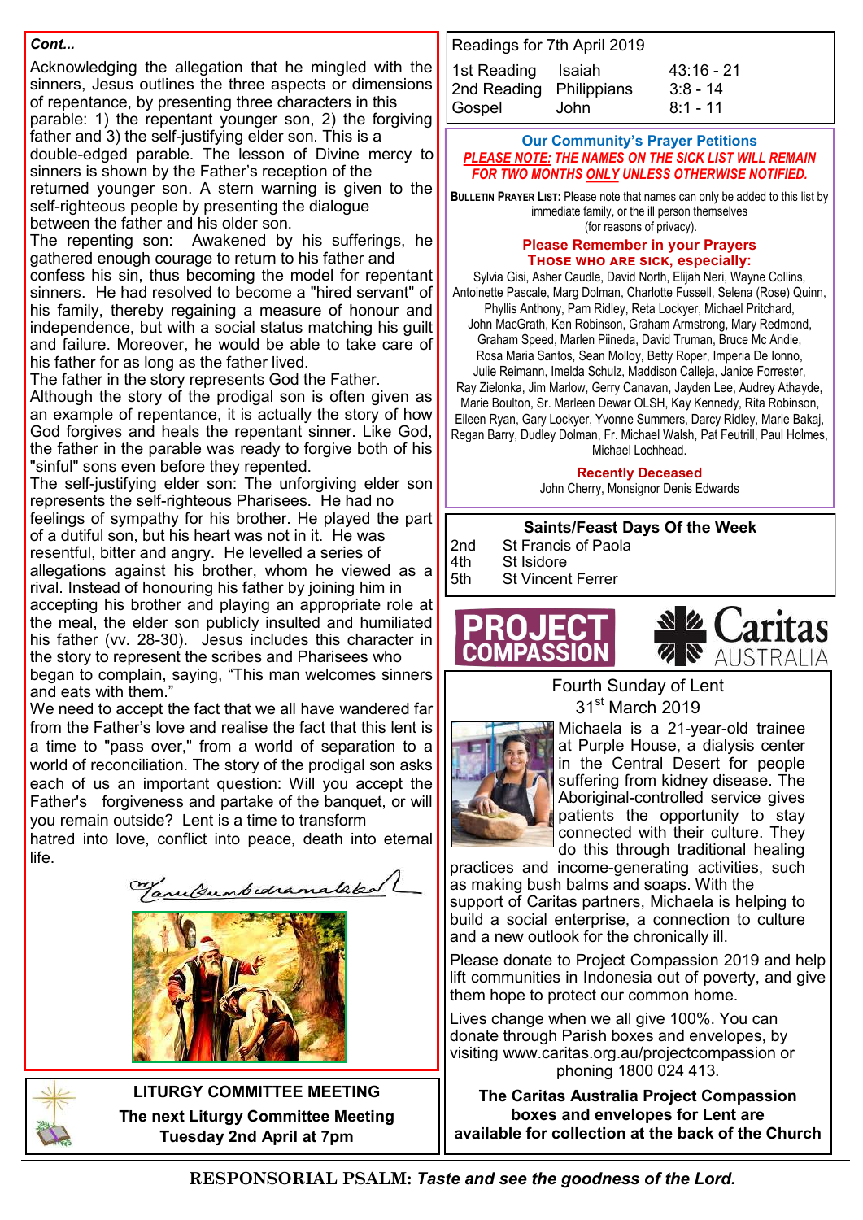*Cont...*

Acknowledging the allegation that he mingled with the sinners, Jesus outlines the three aspects or dimensions of repentance, by presenting three characters in this parable: 1) the repentant younger son, 2) the forgiving father and 3) the self-justifying elder son. This is a double-edged parable. The lesson of Divine mercy to sinners is shown by the Father's reception of the returned younger son. A stern warning is given to the self-righteous people by presenting the dialogue between the father and his older son.

The repenting son: Awakened by his sufferings, he gathered enough courage to return to his father and confess his sin, thus becoming the model for repentant sinners. He had resolved to become a "hired servant" of his family, thereby regaining a measure of honour and independence, but with a social status matching his guilt and failure. Moreover, he would be able to take care of his father for as long as the father lived.

The father in the story represents God the Father. Although the story of the prodigal son is often given as an example of repentance, it is actually the story of how God forgives and heals the repentant sinner. Like God, the father in the parable was ready to forgive both of his "sinful" sons even before they repented.

The self-justifying elder son: The unforgiving elder son represents the self-righteous Pharisees. He had no feelings of sympathy for his brother. He played the part of a dutiful son, but his heart was not in it. He was resentful, bitter and angry. He levelled a series of allegations against his brother, whom he viewed as a rival. Instead of honouring his father by joining him in accepting his brother and playing an appropriate role at the meal, the elder son publicly insulted and humiliated his father (vv. 28-30). Jesus includes this character in the story to represent the scribes and Pharisees who began to complain, saying, "This man welcomes sinners and eats with them."

We need to accept the fact that we all have wandered far from the Father's love and realise the fact that this lent is a time to "pass over," from a world of separation to a world of reconciliation. The story of the prodigal son asks each of us an important question: Will you accept the Father's forgiveness and partake of the banquet, or will you remain outside? Lent is a time to transform hatred into love, conflict into peace, death into eternal life.

*Kamalkumbidramalaked*

**LITURGY COMMITTEE MEETING**

**The next Liturgy Committee Meeting Tuesday 2nd April at 7pm**

Readings for 7th April 2019

| | | |
|---|---|---|
| 1st Reading | Isaiah | 43:16 - 21 |
| 2nd Reading | Philippians | 3:8 - 14 |
| Gospel | John | 8:1 - 11 |

**Our Community's Prayer Petitions**

***PLEASE NOTE: THE NAMES ON THE SICK LIST WILL REMAIN FOR TWO MONTHS ONLY UNLESS OTHERWISE NOTIFIED.***

**Bulletin Prayer List:** Please note that names can only be added to this list by immediate family, or the ill person themselves (for reasons of privacy).

**Please Remember in your Prayers**
**Those who are sick, especially:**

Sylvia Gisi, Asher Caudle, David North, Elijah Neri, Wayne Collins, Antoinette Pascale, Marg Dolman, Charlotte Fussell, Selena (Rose) Quinn, Phyllis Anthony, Pam Ridley, Reta Lockyer, Michael Pritchard, John MacGrath, Ken Robinson, Graham Armstrong, Mary Redmond, Graham Speed, Marlen Piineda, David Truman, Bruce Mc Andie, Rosa Maria Santos, Sean Molloy, Betty Roper, Imperia De Ionno, Julie Reimann, Imelda Schulz, Maddison Calleja, Janice Forrester, Ray Zielonka, Jim Marlow, Gerry Canavan, Jayden Lee, Audrey Athayde, Marie Boulton, Sr. Marleen Dewar OLSH, Kay Kennedy, Rita Robinson, Eileen Ryan, Gary Lockyer, Yvonne Summers, Darcy Ridley, Marie Bakaj, Regan Barry, Dudley Dolman, Fr. Michael Walsh, Pat Feutrill, Paul Holmes, Michael Lochhead.

**Recently Deceased**

John Cherry, Monsignor Denis Edwards

**Saints/Feast Days Of the Week**

| | |
|---|---|
| 2nd | St Francis of Paola |
| 4th | St Isidore |
| 5th | St Vincent Ferrer |

**PROJECT COMPASSION** — **Caritas AUSTRALIA**

Fourth Sunday of Lent
31st March 2019

Michaela is a 21-year-old trainee at Purple House, a dialysis center in the Central Desert for people suffering from kidney disease. The Aboriginal-controlled service gives patients the opportunity to stay connected with their culture. They do this through traditional healing practices and income-generating activities, such as making bush balms and soaps. With the support of Caritas partners, Michaela is helping to build a social enterprise, a connection to culture and a new outlook for the chronically ill.

Please donate to Project Compassion 2019 and help lift communities in Indonesia out of poverty, and give them hope to protect our common home.

Lives change when we all give 100%. You can donate through Parish boxes and envelopes, by visiting www.caritas.org.au/projectcompassion or phoning 1800 024 413.

**The Caritas Australia Project Compassion boxes and envelopes for Lent are available for collection at the back of the Church**

**RESPONSORIAL PSALM:** ***Taste and see the goodness of the Lord.***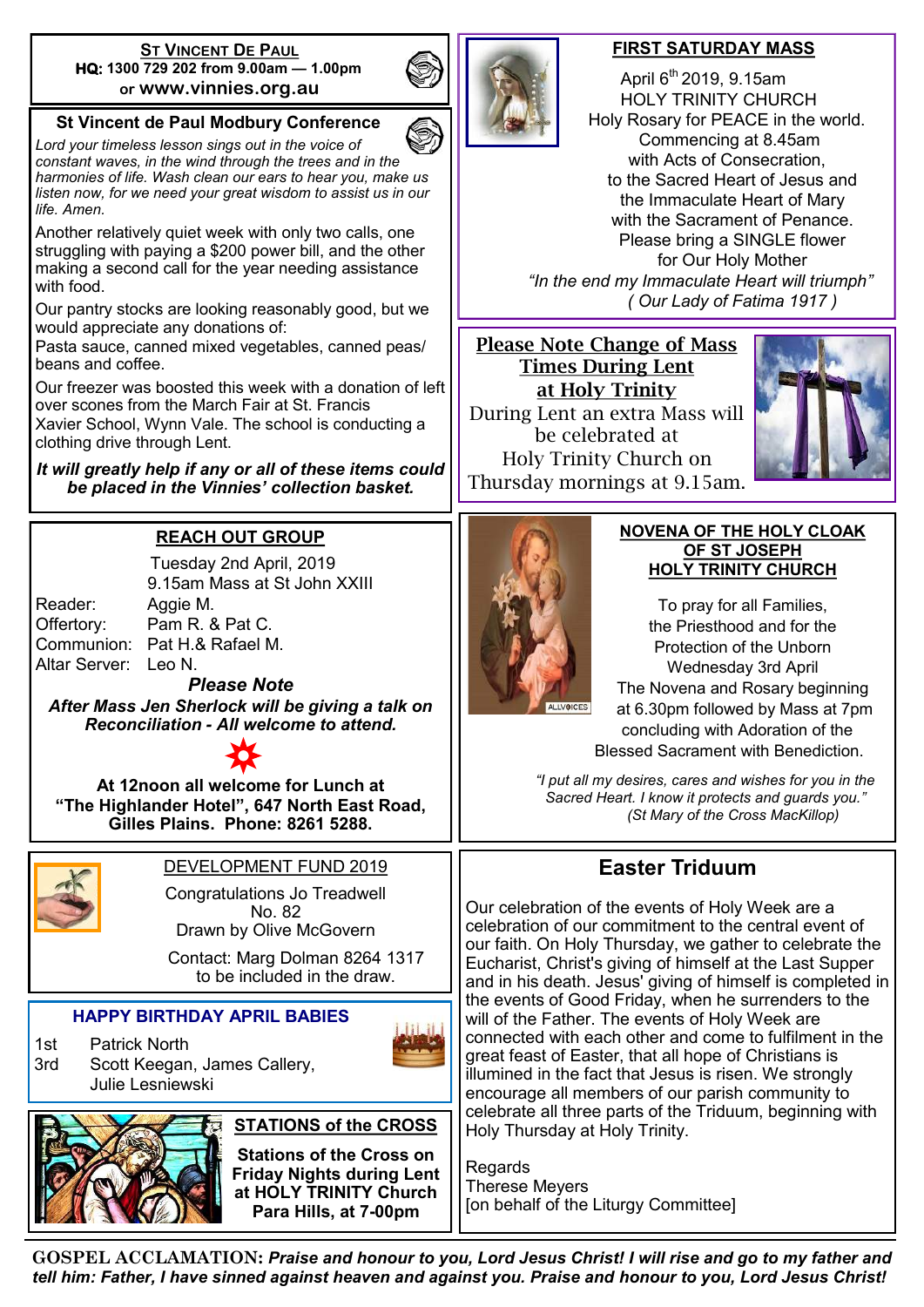## ST VINCENT DE PAUL

**HQ: 1300 729 202 from 9.00am — 1.00pm**
or **www.vinnies.org.au**

## St Vincent de Paul Modbury Conference

*Lord your timeless lesson sings out in the voice of constant waves, in the wind through the trees and in the harmonies of life. Wash clean our ears to hear you, make us listen now, for we need your great wisdom to assist us in our life. Amen.*

Another relatively quiet week with only two calls, one struggling with paying a $200 power bill, and the other making a second call for the year needing assistance with food.

Our pantry stocks are looking reasonably good, but we would appreciate any donations of:
Pasta sauce, canned mixed vegetables, canned peas/beans and coffee.

Our freezer was boosted this week with a donation of left over scones from the March Fair at St. Francis Xavier School, Wynn Vale. The school is conducting a clothing drive through Lent.

***It will greatly help if any or all of these items could be placed in the Vinnies' collection basket.***

## FIRST SATURDAY MASS

April 6th 2019, 9.15am
HOLY TRINITY CHURCH
Holy Rosary for PEACE in the world.
Commencing at 8.45am
with Acts of Consecration,
to the Sacred Heart of Jesus and
the Immaculate Heart of Mary
with the Sacrament of Penance.
Please bring a SINGLE flower
for Our Holy Mother

*"In the end my Immaculate Heart will triumph"*
*( Our Lady of Fatima 1917 )*

## Please Note Change of Mass Times During Lent at Holy Trinity

During Lent an extra Mass will be celebrated at Holy Trinity Church on Thursday mornings at 9.15am.

## REACH OUT GROUP

Tuesday 2nd April, 2019
9.15am Mass at St John XXIII

Reader: Aggie M.
Offertory: Pam R. & Pat C.
Communion: Pat H.& Rafael M.
Altar Server: Leo N.

***Please Note***

***After Mass Jen Sherlock will be giving a talk on Reconciliation - All welcome to attend.***

**At 12noon all welcome for Lunch at "The Highlander Hotel", 647 North East Road, Gilles Plains. Phone: 8261 5288.**

## NOVENA OF THE HOLY CLOAK OF ST JOSEPH HOLY TRINITY CHURCH

To pray for all Families,
the Priesthood and for the
Protection of the Unborn
Wednesday 3rd April
The Novena and Rosary beginning
at 6.30pm followed by Mass at 7pm
concluding with Adoration of the
Blessed Sacrament with Benediction.

*"I put all my desires, cares and wishes for you in the Sacred Heart. I know it protects and guards you."*
*(St Mary of the Cross MacKillop)*

## DEVELOPMENT FUND 2019

Congratulations Jo Treadwell
No. 82
Drawn by Olive McGovern

Contact: Marg Dolman 8264 1317
to be included in the draw.

## HAPPY BIRTHDAY APRIL BABIES

1st Patrick North
3rd Scott Keegan, James Callery, Julie Lesniewski

## STATIONS of the CROSS

**Stations of the Cross on Friday Nights during Lent at HOLY TRINITY Church Para Hills, at 7-00pm**

## Easter Triduum

Our celebration of the events of Holy Week are a celebration of our commitment to the central event of our faith. On Holy Thursday, we gather to celebrate the Eucharist, Christ's giving of himself at the Last Supper and in his death. Jesus' giving of himself is completed in the events of Good Friday, when he surrenders to the will of the Father. The events of Holy Week are connected with each other and come to fulfilment in the great feast of Easter, that all hope of Christians is illumined in the fact that Jesus is risen. We strongly encourage all members of our parish community to celebrate all three parts of the Triduum, beginning with Holy Thursday at Holy Trinity.

Regards
Therese Meyers
[on behalf of the Liturgy Committee]

**GOSPEL ACCLAMATION:** ***Praise and honour to you, Lord Jesus Christ! I will rise and go to my father and tell him: Father, I have sinned against heaven and against you. Praise and honour to you, Lord Jesus Christ!***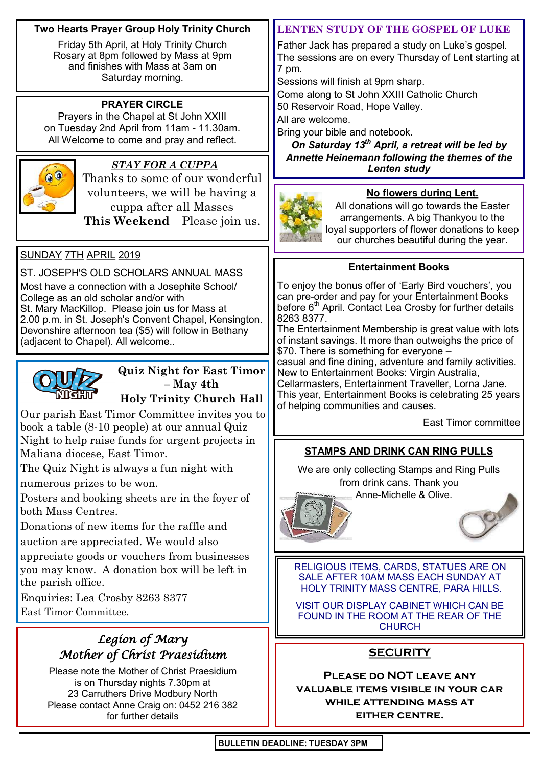**Two Hearts Prayer Group Holy Trinity Church**

Friday 5th April, at Holy Trinity Church
Rosary at 8pm followed by Mass at 9pm
and finishes with Mass at 3am on
Saturday morning.

**PRAYER CIRCLE**

Prayers in the Chapel at St John XXIII
on Tuesday 2nd April from 11am - 11.30am.
All Welcome to come and pray and reflect.

***STAY FOR A CUPPA***

Thanks to some of our wonderful volunteers, we will be having a cuppa after all Masses **This Weekend** Please join us.

SUNDAY 7TH APRIL 2019

ST. JOSEPH'S OLD SCHOLARS ANNUAL MASS

Most have a connection with a Josephite School/ College as an old scholar and/or with St. Mary MacKillop. Please join us for Mass at 2.00 p.m. in St. Joseph's Convent Chapel, Kensington. Devonshire afternoon tea ($5) will follow in Bethany (adjacent to Chapel). All welcome..

**Quiz Night for East Timor – May 4th**
**Holy Trinity Church Hall**

Our parish East Timor Committee invites you to book a table (8-10 people) at our annual Quiz Night to help raise funds for urgent projects in Maliana diocese, East Timor.

The Quiz Night is always a fun night with numerous prizes to be won.

Posters and booking sheets are in the foyer of both Mass Centres.

Donations of new items for the raffle and auction are appreciated. We would also appreciate goods or vouchers from businesses you may know. A donation box will be left in the parish office.

Enquiries: Lea Crosby 8263 8377

East Timor Committee.

*Legion of Mary*
*Mother of Christ Praesidium*

Please note the Mother of Christ Praesidium is on Thursday nights 7.30pm at 23 Carruthers Drive Modbury North
Please contact Anne Craig on: 0452 216 382 for further details

**LENTEN STUDY OF THE GOSPEL OF LUKE**

Father Jack has prepared a study on Luke's gospel. The sessions are on every Thursday of Lent starting at 7 pm.
Sessions will finish at 9pm sharp.
Come along to St John XXIII Catholic Church
50 Reservoir Road, Hope Valley.
All are welcome.
Bring your bible and notebook.

***On Saturday 13th April, a retreat will be led by Annette Heinemann following the themes of the Lenten study***

**No flowers during Lent.**

All donations will go towards the Easter arrangements. A big Thankyou to the loyal supporters of flower donations to keep our churches beautiful during the year.

**Entertainment Books**

To enjoy the bonus offer of 'Early Bird vouchers', you can pre-order and pay for your Entertainment Books before 6th April. Contact Lea Crosby for further details 8263 8377.

The Entertainment Membership is great value with lots of instant savings. It more than outweighs the price of $70. There is something for everyone – casual and fine dining, adventure and family activities. New to Entertainment Books: Virgin Australia, Cellarmasters, Entertainment Traveller, Lorna Jane. This year, Entertainment Books is celebrating 25 years of helping communities and causes.

East Timor committee

**STAMPS AND DRINK CAN RING PULLS**

We are only collecting Stamps and Ring Pulls from drink cans. Thank you
Anne-Michelle & Olive.

RELIGIOUS ITEMS, CARDS, STATUES ARE ON SALE AFTER 10AM MASS EACH SUNDAY AT HOLY TRINITY MASS CENTRE, PARA HILLS.

VISIT OUR DISPLAY CABINET WHICH CAN BE FOUND IN THE ROOM AT THE REAR OF THE CHURCH

**SECURITY**

**PLEASE DO NOT LEAVE ANY VALUABLE ITEMS VISIBLE IN YOUR CAR WHILE ATTENDING MASS AT EITHER CENTRE.**

**BULLETIN DEADLINE: TUESDAY 3PM**